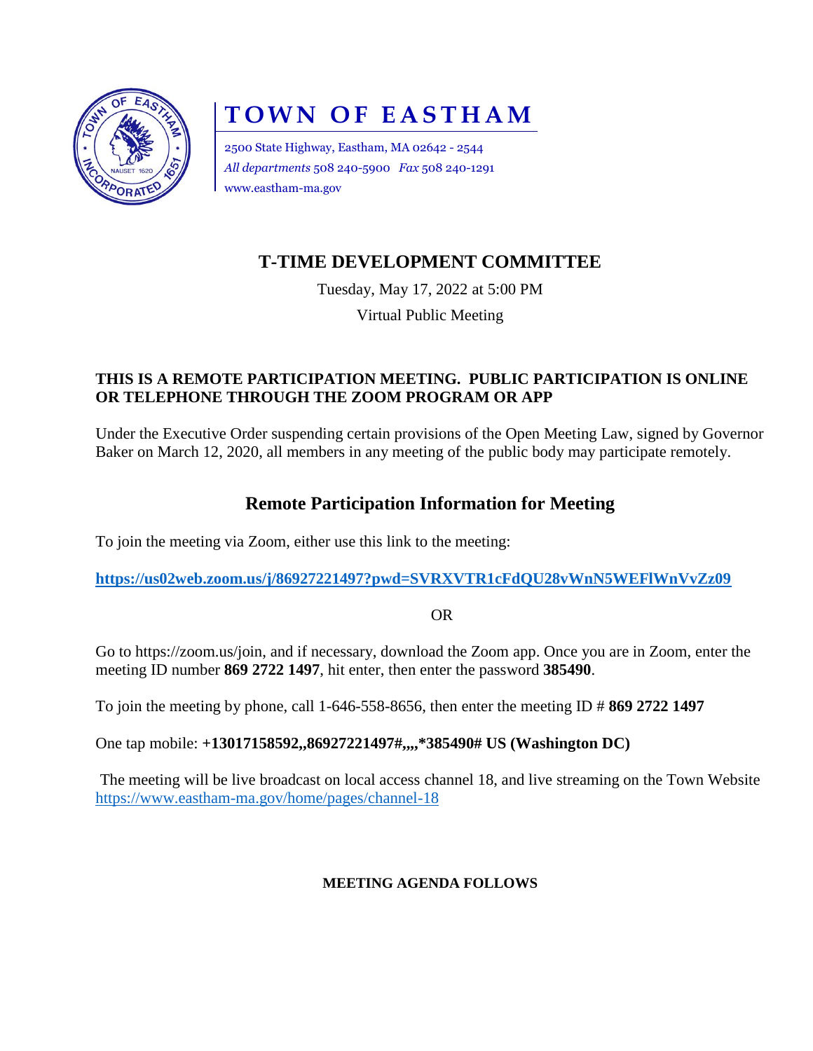# TOWN OF EASTHAM

2500 State Highway, Eastham, MA 02642 - 2544
*All departments* 508 240-5900 *Fax* 508 240-1291
www.eastham-ma.gov

## T-TIME DEVELOPMENT COMMITTEE

Tuesday, May 17, 2022 at 5:00 PM

Virtual Public Meeting

**THIS IS A REMOTE PARTICIPATION MEETING. PUBLIC PARTICIPATION IS ONLINE OR TELEPHONE THROUGH THE ZOOM PROGRAM OR APP**

Under the Executive Order suspending certain provisions of the Open Meeting Law, signed by Governor Baker on March 12, 2020, all members in any meeting of the public body may participate remotely.

## Remote Participation Information for Meeting

To join the meeting via Zoom, either use this link to the meeting:

**https://us02web.zoom.us/j/86927221497?pwd=SVRXVTR1cFdQU28vWnN5WEFlWnVvZz09**

OR

Go to https://zoom.us/join, and if necessary, download the Zoom app. Once you are in Zoom, enter the meeting ID number **869 2722 1497**, hit enter, then enter the password **385490**.

To join the meeting by phone, call 1-646-558-8656, then enter the meeting ID # **869 2722 1497**

One tap mobile: **+13017158592,,86927221497#,,,,*385490# US (Washington DC)**

The meeting will be live broadcast on local access channel 18, and live streaming on the Town Website https://www.eastham-ma.gov/home/pages/channel-18

**MEETING AGENDA FOLLOWS**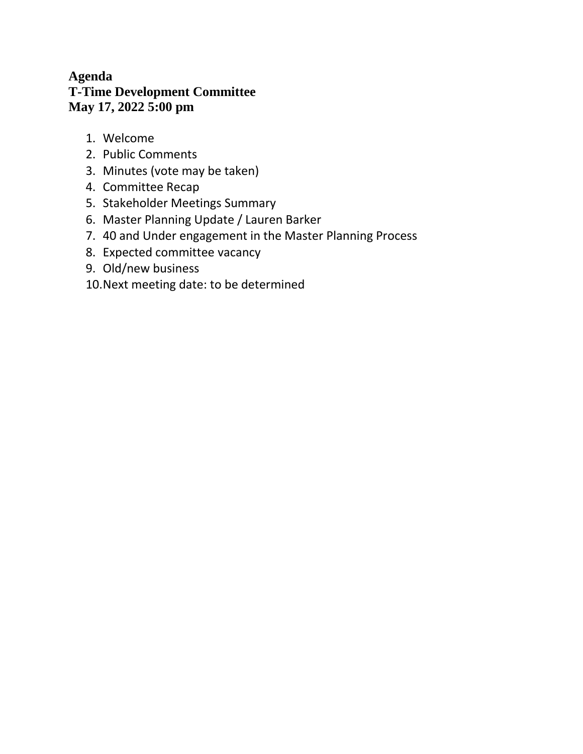**Agenda**
**T-Time Development Committee**
**May 17, 2022 5:00 pm**

1. Welcome
2. Public Comments
3. Minutes (vote may be taken)
4. Committee Recap
5. Stakeholder Meetings Summary
6. Master Planning Update / Lauren Barker
7. 40 and Under engagement in the Master Planning Process
8. Expected committee vacancy
9. Old/new business
10. Next meeting date: to be determined